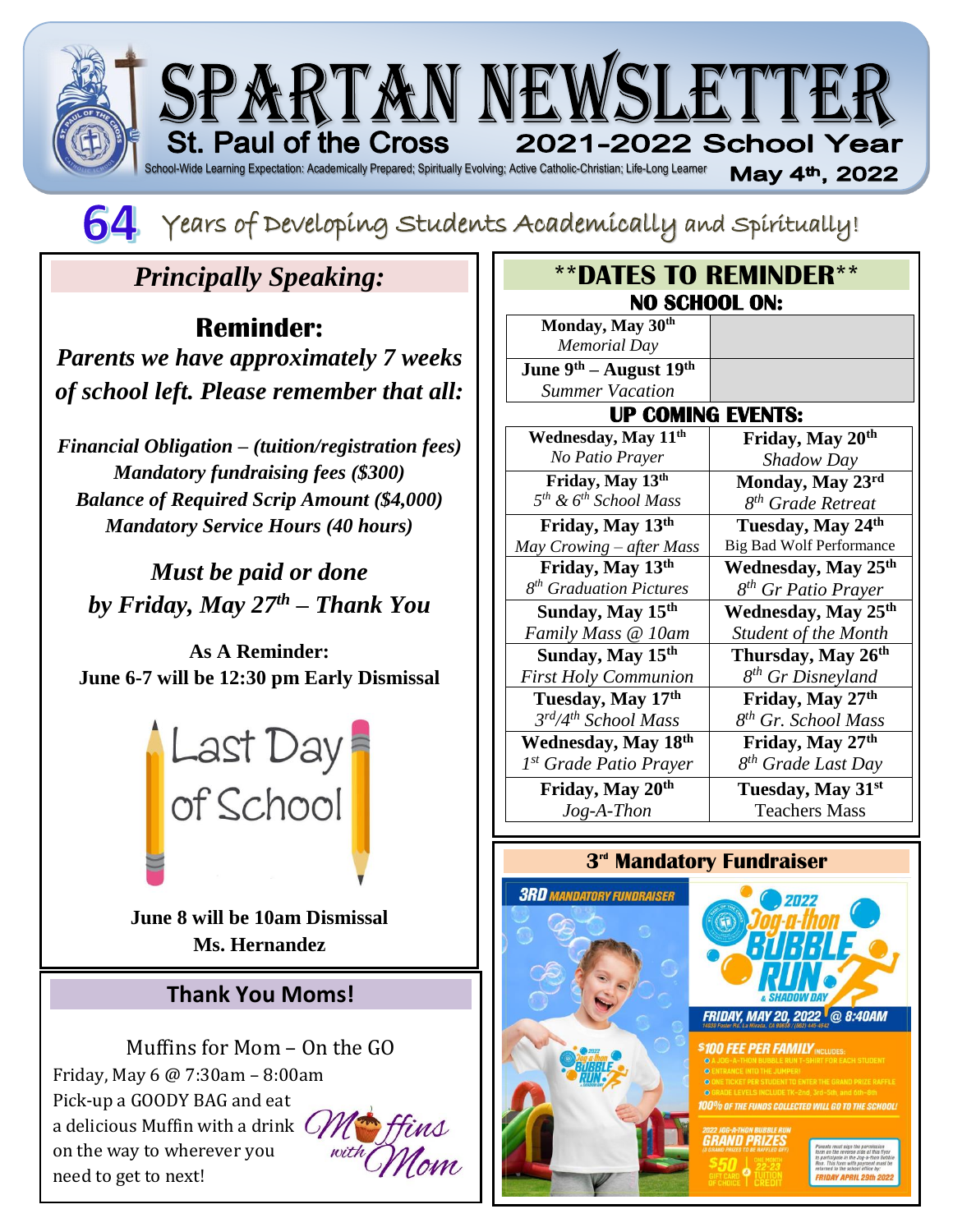# SPARTAN NEWSLETTER

**St. Paul of the Cross** — **2021-2022 School Year**

School-Wide Learning Expectation: Academically Prepared; Spiritually Evolving; Active Catholic-Christian; Life-Long Learner

**May 4th, 2022**

## 64 Years of Developing Students Academically and Spiritually!

## *Principally Speaking:*

### Reminder:

***Parents we have approximately 7 weeks of school left. Please remember that all:***

***Financial Obligation – (tuition/registration fees)***
***Mandatory fundraising fees ($300)***
***Balance of Required Scrip Amount ($4,000)***
***Mandatory Service Hours (40 hours)***

***Must be paid or done by Friday, May 27th – Thank You***

**As A Reminder:**
**June 6-7 will be 12:30 pm Early Dismissal**

Last Day of School

**June 8 will be 10am Dismissal**
**Ms. Hernandez**

## Thank You Moms!

Muffins for Mom – On the GO
Friday, May 6 @ 7:30am – 8:00am
Pick-up a GOODY BAG and eat a delicious Muffin with a drink on the way to wherever you need to get to next!

Muffins with Mom

## **DATES TO REMINDER**

### NO SCHOOL ON:

| | |
|---|---|
| **Monday, May 30th** *Memorial Day* | |
| **June 9th – August 19th** *Summer Vacation* | |

### UP COMING EVENTS:

| | |
|---|---|
| **Wednesday, May 11th** *No Patio Prayer* | **Friday, May 20th** *Shadow Day* |
| **Friday, May 13th** *5th & 6th School Mass* | **Monday, May 23rd** *8th Grade Retreat* |
| **Friday, May 13th** *May Crowing – after Mass* | **Tuesday, May 24th** Big Bad Wolf Performance |
| **Friday, May 13th** *8th Graduation Pictures* | **Wednesday, May 25th** *8th Gr Patio Prayer* |
| **Sunday, May 15th** *Family Mass @ 10am* | **Wednesday, May 25th** *Student of the Month* |
| **Sunday, May 15th** *First Holy Communion* | **Thursday, May 26th** *8th Gr Disneyland* |
| **Tuesday, May 17th** *3rd/4th School Mass* | **Friday, May 27th** *8th Gr. School Mass* |
| **Wednesday, May 18th** *1st Grade Patio Prayer* | **Friday, May 27th** *8th Grade Last Day* |
| **Friday, May 20th** *Jog-A-Thon* | **Tuesday, May 31st** Teachers Mass |

## 3rd Mandatory Fundraiser

3RD MANDATORY FUNDRAISER

2022 Jog-a-thon BUBBLE RUN & SHADOW DAY

FRIDAY, MAY 20, 2022 @ 8:40AM

$100 FEE PER FAMILY INCLUDES:
- A JOG-A-THON BUBBLE RUN T-SHIRT FOR EACH STUDENT
- ENTRANCE INTO THE JUMPER!
- ONE TICKET PER STUDENT TO ENTER THE GRAND PRIZE RAFFLE
- GRADE LEVELS INCLUDE TK-2nd, 3rd-5th, and 6th-8th

100% OF THE FUNDS COLLECTED WILL GO TO THE SCHOOL!

2022 JOG-A-THON BUBBLE RUN GRAND PRIZES
$50 GIFT CARD OF CHOICE | ONE MONTH 22-23 TUITION CREDIT

FRIDAY APRIL 29th 2022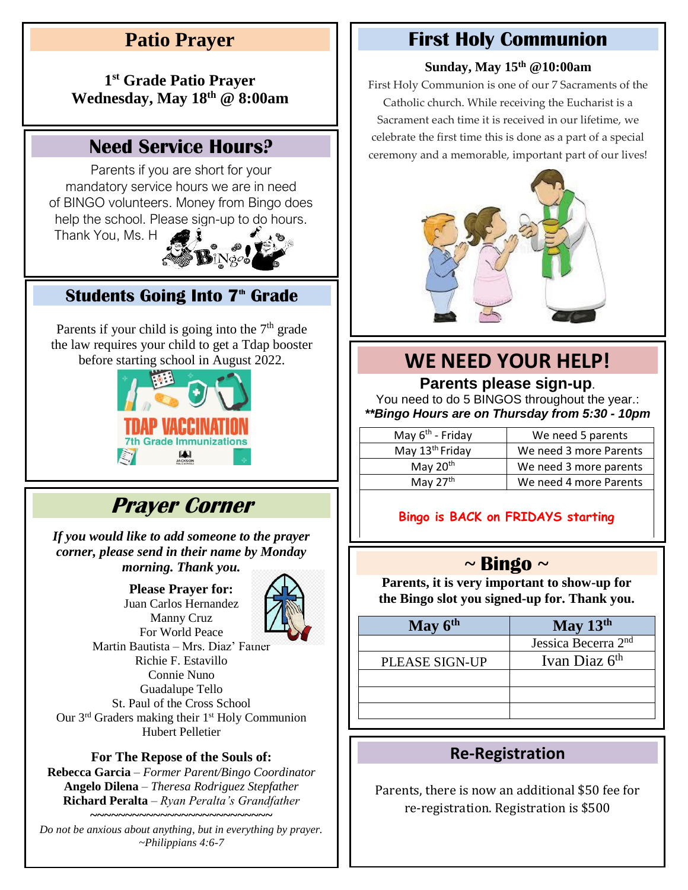## Patio Prayer

**1st Grade Patio Prayer**
**Wednesday, May 18th @ 8:00am**

## Need Service Hours?

Parents if you are short for your mandatory service hours we are in need of BINGO volunteers. Money from Bingo does help the school. Please sign-up to do hours.
Thank You, Ms. H

## Students Going Into 7th Grade

Parents if your child is going into the 7th grade the law requires your child to get a Tdap booster before starting school in August 2022.

TDAP VACCINATION
7th Grade Immunizations

## Prayer Corner

***If you would like to add someone to the prayer corner, please send in their name by Monday morning. Thank you.***

**Please Prayer for:**
Juan Carlos Hernandez
Manny Cruz
For World Peace
Martin Bautista – Mrs. Diaz' Father
Richie F. Estavillo
Connie Nuno
Guadalupe Tello
St. Paul of the Cross School
Our 3rd Graders making their 1st Holy Communion
Hubert Pelletier

**For The Repose of the Souls of:**
**Rebecca Garcia** – *Former Parent/Bingo Coordinator*
**Angelo Dilena** – *Theresa Rodriguez Stepfather*
**Richard Peralta** – *Ryan Peralta's Grandfather*
~~~~~~~~~~~~~~~~~~~~~~~~~~~~~~~~~~~~~~

*Do not be anxious about anything, but in everything by prayer.*
*~Philippians 4:6-7*

## First Holy Communion

**Sunday, May 15th @10:00am**

First Holy Communion is one of our 7 Sacraments of the Catholic church. While receiving the Eucharist is a Sacrament each time it is received in our lifetime, we celebrate the first time this is done as a part of a special ceremony and a memorable, important part of our lives!

## WE NEED YOUR HELP!

**Parents please sign-up.**
You need to do 5 BINGOS throughout the year.:
***\*\*Bingo Hours are on Thursday from 5:30 - 10pm***

| | |
|---|---|
| May 6th - Friday | We need 5 parents |
| May 13th Friday | We need 3 more Parents |
| May 20th | We need 3 more parents |
| May 27th | We need 4 more Parents |

**Bingo is BACK on FRIDAYS starting**

## ~ Bingo ~

**Parents, it is very important to show-up for the Bingo slot you signed-up for. Thank you.**

| May 6th | May 13th |
|---|---|
| | Jessica Becerra 2nd |
| PLEASE SIGN-UP | Ivan Diaz 6th |
| | |
| | |
| | |

## Re-Registration

Parents, there is now an additional $50 fee for re-registration. Registration is $500